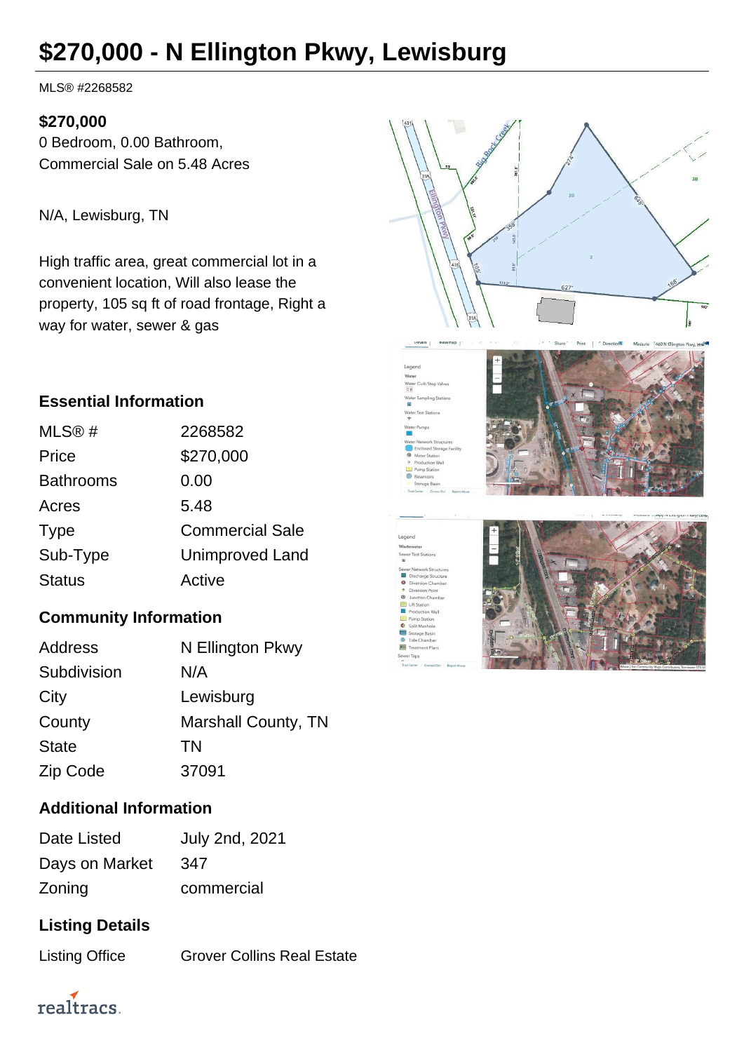# $270,000 - N Ellington Pkwy, Lewisburg

MLS® #2268582

**$270,000**
0 Bedroom, 0.00 Bathroom,
Commercial Sale on 5.48 Acres

N/A, Lewisburg, TN

High traffic area, great commercial lot in a convenient location, Will also lease the property, 105 sq ft of road frontage, Right a way for water, sewer & gas

## Essential Information

| | |
|---|---|
| MLS® # | 2268582 |
| Price | $270,000 |
| Bathrooms | 0.00 |
| Acres | 5.48 |
| Type | Commercial Sale |
| Sub-Type | Unimproved Land |
| Status | Active |

## Community Information

| | |
|---|---|
| Address | N Ellington Pkwy |
| Subdivision | N/A |
| City | Lewisburg |
| County | Marshall County, TN |
| State | TN |
| Zip Code | 37091 |

## Additional Information

| | |
|---|---|
| Date Listed | July 2nd, 2021 |
| Days on Market | 347 |
| Zoning | commercial |

## Listing Details

| | |
|---|---|
| Listing Office | Grover Collins Real Estate |

realtracs.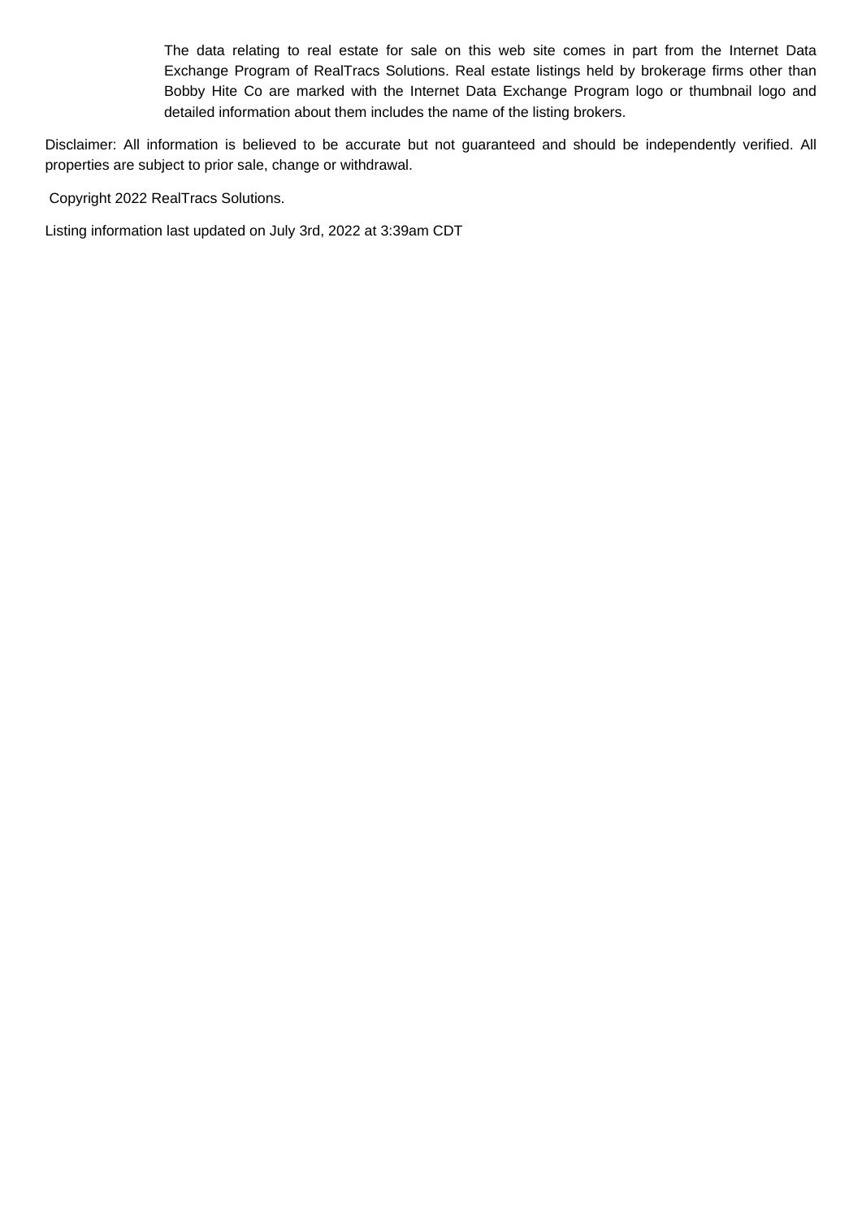The data relating to real estate for sale on this web site comes in part from the Internet Data Exchange Program of RealTracs Solutions. Real estate listings held by brokerage firms other than Bobby Hite Co are marked with the Internet Data Exchange Program logo or thumbnail logo and detailed information about them includes the name of the listing brokers.

Disclaimer: All information is believed to be accurate but not guaranteed and should be independently verified. All properties are subject to prior sale, change or withdrawal.

Copyright 2022 RealTracs Solutions.

Listing information last updated on July 3rd, 2022 at 3:39am CDT